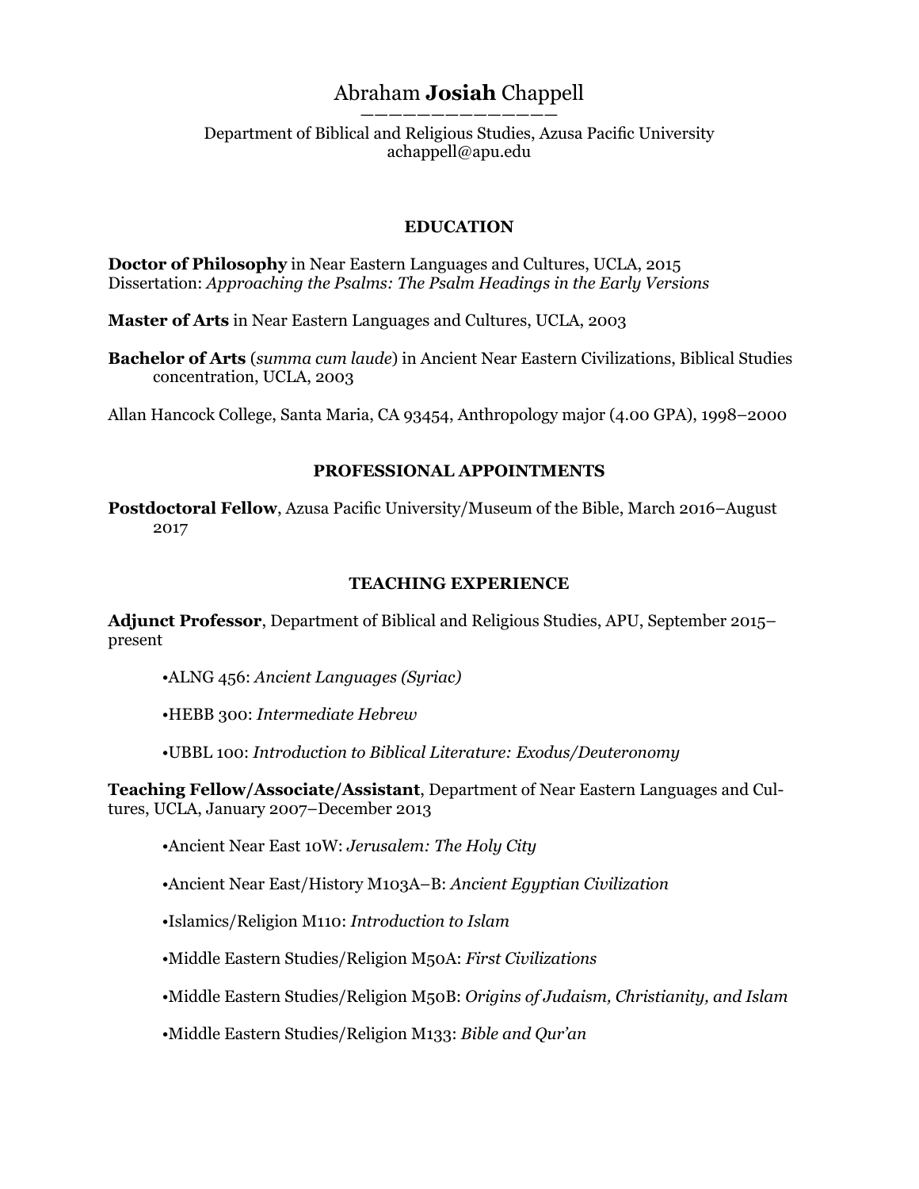# Abraham **Josiah** Chappell

———————————

Department of Biblical and Religious Studies, Azusa Pacific University
achappell@apu.edu

## EDUCATION

**Doctor of Philosophy** in Near Eastern Languages and Cultures, UCLA, 2015
Dissertation: *Approaching the Psalms: The Psalm Headings in the Early Versions*

**Master of Arts** in Near Eastern Languages and Cultures, UCLA, 2003

**Bachelor of Arts** (*summa cum laude*) in Ancient Near Eastern Civilizations, Biblical Studies concentration, UCLA, 2003

Allan Hancock College, Santa Maria, CA 93454, Anthropology major (4.00 GPA), 1998–2000

## PROFESSIONAL APPOINTMENTS

**Postdoctoral Fellow**, Azusa Pacific University/Museum of the Bible, March 2016–August 2017

## TEACHING EXPERIENCE

**Adjunct Professor**, Department of Biblical and Religious Studies, APU, September 2015–present

- ALNG 456: *Ancient Languages (Syriac)*
- HEBB 300: *Intermediate Hebrew*
- UBBL 100: *Introduction to Biblical Literature: Exodus/Deuteronomy*

**Teaching Fellow/Associate/Assistant**, Department of Near Eastern Languages and Cultures, UCLA, January 2007–December 2013

- Ancient Near East 10W: *Jerusalem: The Holy City*
- Ancient Near East/History M103A–B: *Ancient Egyptian Civilization*
- Islamics/Religion M110: *Introduction to Islam*
- Middle Eastern Studies/Religion M50A: *First Civilizations*
- Middle Eastern Studies/Religion M50B: *Origins of Judaism, Christianity, and Islam*
- Middle Eastern Studies/Religion M133: *Bible and Qur'an*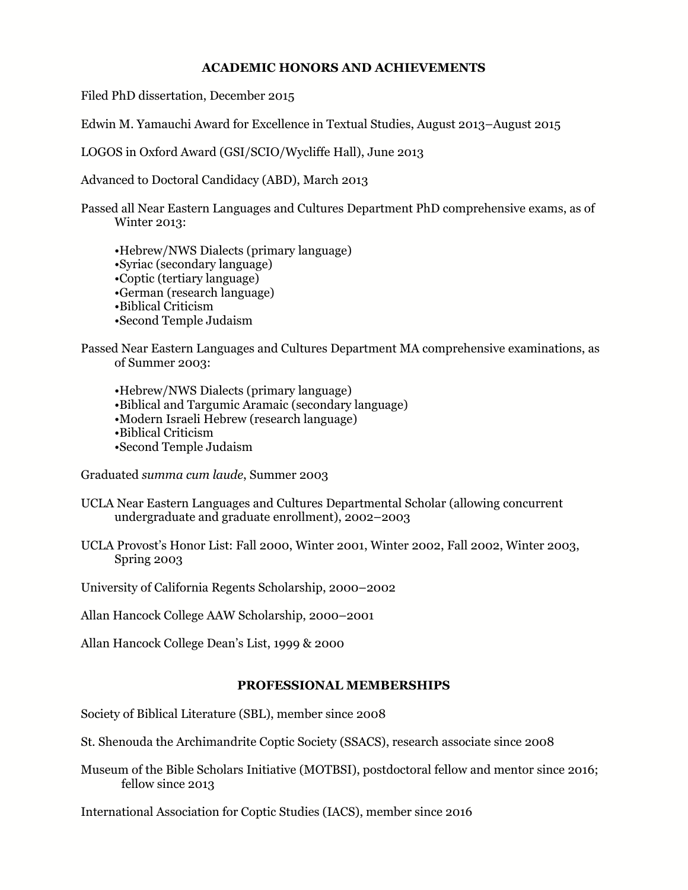## ACADEMIC HONORS AND ACHIEVEMENTS

Filed PhD dissertation, December 2015

Edwin M. Yamauchi Award for Excellence in Textual Studies, August 2013–August 2015

LOGOS in Oxford Award (GSI/SCIO/Wycliffe Hall), June 2013

Advanced to Doctoral Candidacy (ABD), March 2013

Passed all Near Eastern Languages and Cultures Department PhD comprehensive exams, as of Winter 2013:

- Hebrew/NWS Dialects (primary language)
- Syriac (secondary language)
- Coptic (tertiary language)
- German (research language)
- Biblical Criticism
- Second Temple Judaism

Passed Near Eastern Languages and Cultures Department MA comprehensive examinations, as of Summer 2003:

- Hebrew/NWS Dialects (primary language)
- Biblical and Targumic Aramaic (secondary language)
- Modern Israeli Hebrew (research language)
- Biblical Criticism
- Second Temple Judaism

Graduated *summa cum laude*, Summer 2003

UCLA Near Eastern Languages and Cultures Departmental Scholar (allowing concurrent undergraduate and graduate enrollment), 2002–2003

UCLA Provost's Honor List: Fall 2000, Winter 2001, Winter 2002, Fall 2002, Winter 2003, Spring 2003

University of California Regents Scholarship, 2000–2002

Allan Hancock College AAW Scholarship, 2000–2001

Allan Hancock College Dean's List, 1999 & 2000

## PROFESSIONAL MEMBERSHIPS

Society of Biblical Literature (SBL), member since 2008

St. Shenouda the Archimandrite Coptic Society (SSACS), research associate since 2008

Museum of the Bible Scholars Initiative (MOTBSI), postdoctoral fellow and mentor since 2016; fellow since 2013

International Association for Coptic Studies (IACS), member since 2016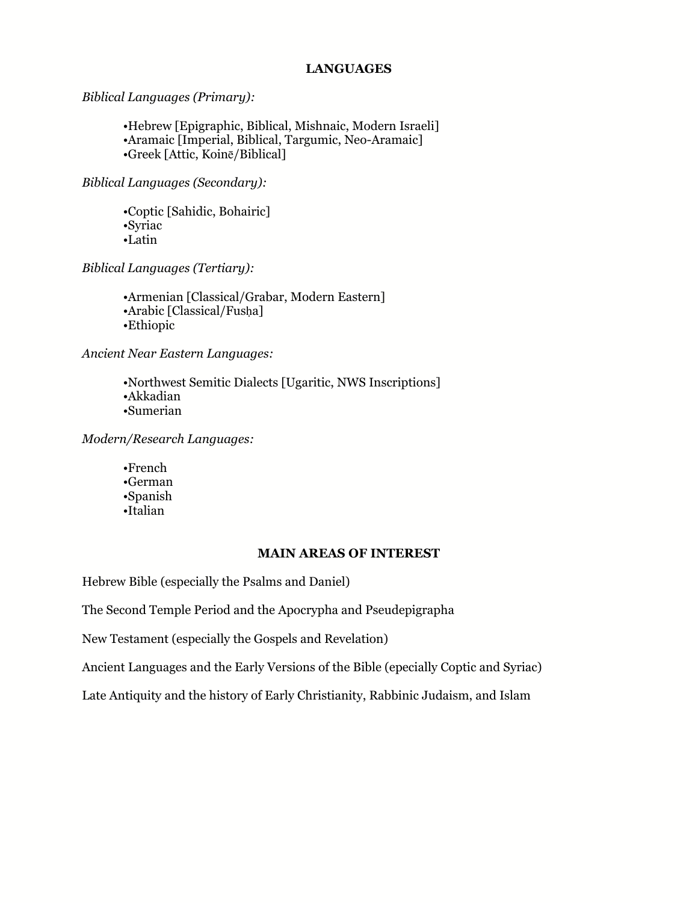## LANGUAGES

*Biblical Languages (Primary):*

- Hebrew [Epigraphic, Biblical, Mishnaic, Modern Israeli]
- Aramaic [Imperial, Biblical, Targumic, Neo-Aramaic]
- Greek [Attic, Koinē/Biblical]

*Biblical Languages (Secondary):*

- Coptic [Sahidic, Bohairic]
- Syriac
- Latin

*Biblical Languages (Tertiary):*

- Armenian [Classical/Grabar, Modern Eastern]
- Arabic [Classical/Fusḥa]
- Ethiopic

*Ancient Near Eastern Languages:*

- Northwest Semitic Dialects [Ugaritic, NWS Inscriptions]
- Akkadian
- Sumerian

*Modern/Research Languages:*

- French
- German
- Spanish
- Italian

## MAIN AREAS OF INTEREST

Hebrew Bible (especially the Psalms and Daniel)

The Second Temple Period and the Apocrypha and Pseudepigrapha

New Testament (especially the Gospels and Revelation)

Ancient Languages and the Early Versions of the Bible (epecially Coptic and Syriac)

Late Antiquity and the history of Early Christianity, Rabbinic Judaism, and Islam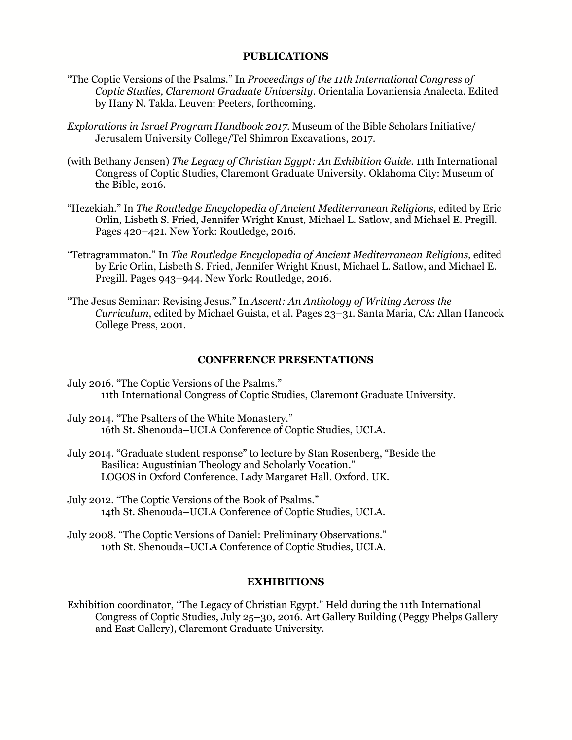## PUBLICATIONS

"The Coptic Versions of the Psalms." In *Proceedings of the 11th International Congress of Coptic Studies, Claremont Graduate University*. Orientalia Lovaniensia Analecta. Edited by Hany N. Takla. Leuven: Peeters, forthcoming.

*Explorations in Israel Program Handbook 2017*. Museum of the Bible Scholars Initiative/ Jerusalem University College/Tel Shimron Excavations, 2017.

(with Bethany Jensen) *The Legacy of Christian Egypt: An Exhibition Guide*. 11th International Congress of Coptic Studies, Claremont Graduate University. Oklahoma City: Museum of the Bible, 2016.

"Hezekiah." In *The Routledge Encyclopedia of Ancient Mediterranean Religions*, edited by Eric Orlin, Lisbeth S. Fried, Jennifer Wright Knust, Michael L. Satlow, and Michael E. Pregill. Pages 420–421. New York: Routledge, 2016.

"Tetragrammaton." In *The Routledge Encyclopedia of Ancient Mediterranean Religions*, edited by Eric Orlin, Lisbeth S. Fried, Jennifer Wright Knust, Michael L. Satlow, and Michael E. Pregill. Pages 943–944. New York: Routledge, 2016.

"The Jesus Seminar: Revising Jesus." In *Ascent: An Anthology of Writing Across the Curriculum*, edited by Michael Guista, et al. Pages 23–31. Santa Maria, CA: Allan Hancock College Press, 2001.

## CONFERENCE PRESENTATIONS

July 2016. "The Coptic Versions of the Psalms."
11th International Congress of Coptic Studies, Claremont Graduate University.

July 2014. "The Psalters of the White Monastery."
16th St. Shenouda–UCLA Conference of Coptic Studies, UCLA.

July 2014. "Graduate student response" to lecture by Stan Rosenberg, "Beside the Basilica: Augustinian Theology and Scholarly Vocation."
LOGOS in Oxford Conference, Lady Margaret Hall, Oxford, UK.

July 2012. "The Coptic Versions of the Book of Psalms."
14th St. Shenouda–UCLA Conference of Coptic Studies, UCLA.

July 2008. "The Coptic Versions of Daniel: Preliminary Observations."
10th St. Shenouda–UCLA Conference of Coptic Studies, UCLA.

## EXHIBITIONS

Exhibition coordinator, "The Legacy of Christian Egypt." Held during the 11th International Congress of Coptic Studies, July 25–30, 2016. Art Gallery Building (Peggy Phelps Gallery and East Gallery), Claremont Graduate University.